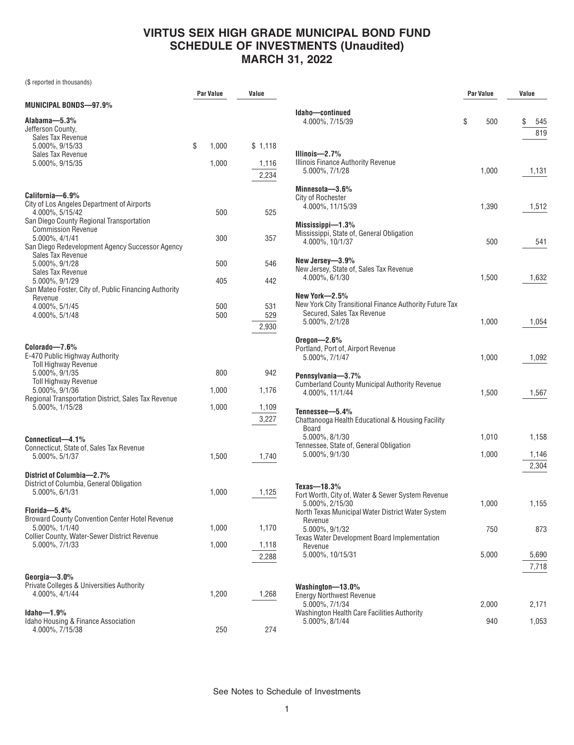# VIRTUS SEIX HIGH GRADE MUNICIPAL BOND FUND
# SCHEDULE OF INVESTMENTS (Unaudited)
# MARCH 31, 2022

($ reported in thousands)

| | Par Value | Value |
|---|---|---|
| **MUNICIPAL BONDS—97.9%** | | |
| **Alabama—5.3%** | | |
| Jefferson County, | | |
| Sales Tax Revenue | | |
| 5.000%, 9/15/33 | $ 1,000 | $ 1,118 |
| Sales Tax Revenue | | |
| 5.000%, 9/15/35 | 1,000 | 1,116 |
| | | 2,234 |
| **California—6.9%** | | |
| City of Los Angeles Department of Airports | | |
| 4.000%, 5/15/42 | 500 | 525 |
| San Diego County Regional Transportation Commission Revenue | | |
| 5.000%, 4/1/41 | 300 | 357 |
| San Diego Redevelopment Agency Successor Agency | | |
| Sales Tax Revenue | | |
| 5.000%, 9/1/28 | 500 | 546 |
| Sales Tax Revenue | | |
| 5.000%, 9/1/29 | 405 | 442 |
| San Mateo Foster, City of, Public Financing Authority Revenue | | |
| 4.000%, 5/1/45 | 500 | 531 |
| 4.000%, 5/1/48 | 500 | 529 |
| | | 2,930 |
| **Colorado—7.6%** | | |
| E-470 Public Highway Authority | | |
| Toll Highway Revenue | | |
| 5.000%, 9/1/35 | 800 | 942 |
| Toll Highway Revenue | | |
| 5.000%, 9/1/36 | 1,000 | 1,176 |
| Regional Transportation District, Sales Tax Revenue | | |
| 5.000%, 1/15/28 | 1,000 | 1,109 |
| | | 3,227 |
| **Connecticut—4.1%** | | |
| Connecticut, State of, Sales Tax Revenue | | |
| 5.000%, 5/1/37 | 1,500 | 1,740 |
| **District of Columbia—2.7%** | | |
| District of Columbia, General Obligation | | |
| 5.000%, 6/1/31 | 1,000 | 1,125 |
| **Florida—5.4%** | | |
| Broward County Convention Center Hotel Revenue | | |
| 5.000%, 1/1/40 | 1,000 | 1,170 |
| Collier County, Water-Sewer District Revenue | | |
| 5.000%, 7/1/33 | 1,000 | 1,118 |
| | | 2,288 |
| **Georgia—3.0%** | | |
| Private Colleges & Universities Authority | | |
| 4.000%, 4/1/44 | 1,200 | 1,268 |
| **Idaho—1.9%** | | |
| Idaho Housing & Finance Association | | |
| 4.000%, 7/15/38 | 250 | 274 |
| **Idaho—continued** | | |
| 4.000%, 7/15/39 | $ 500 | $ 545 |
| | | 819 |
| **Illinois—2.7%** | | |
| Illinois Finance Authority Revenue | | |
| 5.000%, 7/1/28 | 1,000 | 1,131 |
| **Minnesota—3.6%** | | |
| City of Rochester | | |
| 4.000%, 11/15/39 | 1,390 | 1,512 |
| **Mississippi—1.3%** | | |
| Mississippi, State of, General Obligation | | |
| 4.000%, 10/1/37 | 500 | 541 |
| **New Jersey—3.9%** | | |
| New Jersey, State of, Sales Tax Revenue | | |
| 4.000%, 6/1/30 | 1,500 | 1,632 |
| **New York—2.5%** | | |
| New York City Transitional Finance Authority Future Tax Secured, Sales Tax Revenue | | |
| 5.000%, 2/1/28 | 1,000 | 1,054 |
| **Oregon—2.6%** | | |
| Portland, Port of, Airport Revenue | | |
| 5.000%, 7/1/47 | 1,000 | 1,092 |
| **Pennsylvania—3.7%** | | |
| Cumberland County Municipal Authority Revenue | | |
| 4.000%, 11/1/44 | 1,500 | 1,567 |
| **Tennessee—5.4%** | | |
| Chattanooga Health Educational & Housing Facility Board | | |
| 5.000%, 8/1/30 | 1,010 | 1,158 |
| Tennessee, State of, General Obligation | | |
| 5.000%, 9/1/30 | 1,000 | 1,146 |
| | | 2,304 |
| **Texas—18.3%** | | |
| Fort Worth, City of, Water & Sewer System Revenue | | |
| 5.000%, 2/15/30 | 1,000 | 1,155 |
| North Texas Municipal Water District Water System Revenue | | |
| 5.000%, 9/1/32 | 750 | 873 |
| Texas Water Development Board Implementation Revenue | | |
| 5.000%, 10/15/31 | 5,000 | 5,690 |
| | | 7,718 |
| **Washington—13.0%** | | |
| Energy Northwest Revenue | | |
| 5.000%, 7/1/34 | 2,000 | 2,171 |
| Washington Health Care Facilities Authority | | |
| 5.000%, 8/1/44 | 940 | 1,053 |

See Notes to Schedule of Investments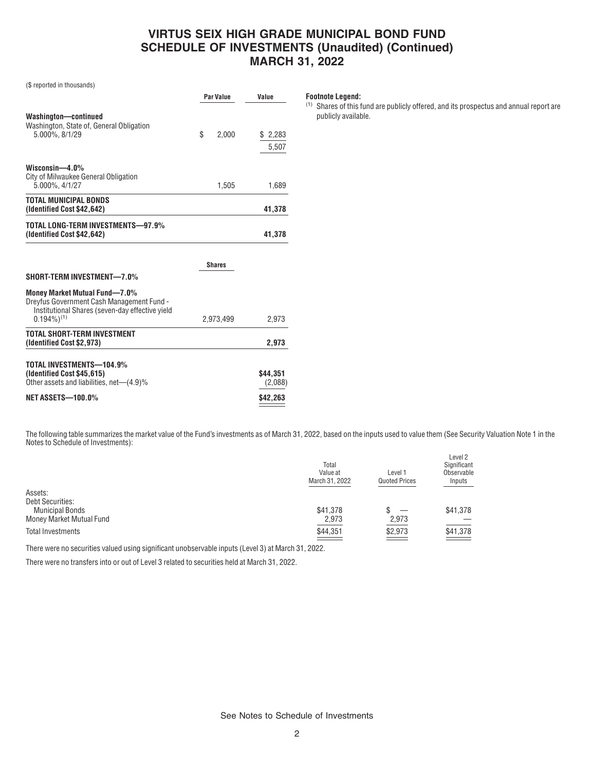# VIRTUS SEIX HIGH GRADE MUNICIPAL BOND FUND
# SCHEDULE OF INVESTMENTS (Unaudited) (Continued)
# MARCH 31, 2022

($ reported in thousands)

| | Par Value | Value |
|---|---|---|
| **Washington—continued** | | |
| Washington, State of, General Obligation 5.000%, 8/1/29 | $ 2,000 | $ 2,283 |
| | | 5,507 |
| **Wisconsin—4.0%** | | |
| City of Milwaukee General Obligation 5.000%, 4/1/27 | 1,505 | 1,689 |
| **TOTAL MUNICIPAL BONDS (Identified Cost $42,642)** | | **41,378** |
| **TOTAL LONG-TERM INVESTMENTS—97.9% (Identified Cost $42,642)** | | **41,378** |
| | **Shares** | |
| **SHORT-TERM INVESTMENT—7.0%** | | |
| **Money Market Mutual Fund—7.0%** | | |
| Dreyfus Government Cash Management Fund - Institutional Shares (seven-day effective yield 0.194%)[1] | 2,973,499 | 2,973 |
| **TOTAL SHORT-TERM INVESTMENT (Identified Cost $2,973)** | | **2,973** |
| **TOTAL INVESTMENTS—104.9% (Identified Cost $45,615)** | | **$44,351** |
| Other assets and liabilities, net—(4.9)% | | (2,088) |
| **NET ASSETS—100.0%** | | **$42,263** |

**Footnote Legend:**

[1] Shares of this fund are publicly offered, and its prospectus and annual report are publicly available.

The following table summarizes the market value of the Fund's investments as of March 31, 2022, based on the inputs used to value them (See Security Valuation Note 1 in the Notes to Schedule of Investments):

| | Total Value at March 31, 2022 | Level 1 Quoted Prices | Level 2 Significant Observable Inputs |
|---|---|---|---|
| Assets: | | | |
| Debt Securities: | | | |
| Municipal Bonds | $41,378 | $ — | $41,378 |
| Money Market Mutual Fund | 2,973 | 2,973 | — |
| Total Investments | $44,351 | $2,973 | $41,378 |

There were no securities valued using significant unobservable inputs (Level 3) at March 31, 2022.

There were no transfers into or out of Level 3 related to securities held at March 31, 2022.

See Notes to Schedule of Investments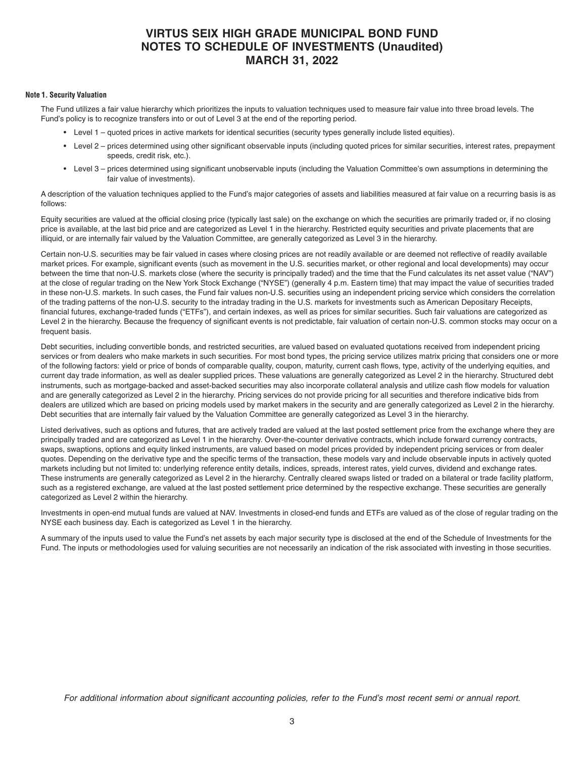# VIRTUS SEIX HIGH GRADE MUNICIPAL BOND FUND
# NOTES TO SCHEDULE OF INVESTMENTS (Unaudited)
# MARCH 31, 2022

**Note 1. Security Valuation**

The Fund utilizes a fair value hierarchy which prioritizes the inputs to valuation techniques used to measure fair value into three broad levels. The Fund's policy is to recognize transfers into or out of Level 3 at the end of the reporting period.

- Level 1 – quoted prices in active markets for identical securities (security types generally include listed equities).
- Level 2 – prices determined using other significant observable inputs (including quoted prices for similar securities, interest rates, prepayment speeds, credit risk, etc.).
- Level 3 – prices determined using significant unobservable inputs (including the Valuation Committee's own assumptions in determining the fair value of investments).

A description of the valuation techniques applied to the Fund's major categories of assets and liabilities measured at fair value on a recurring basis is as follows:

Equity securities are valued at the official closing price (typically last sale) on the exchange on which the securities are primarily traded or, if no closing price is available, at the last bid price and are categorized as Level 1 in the hierarchy. Restricted equity securities and private placements that are illiquid, or are internally fair valued by the Valuation Committee, are generally categorized as Level 3 in the hierarchy.

Certain non-U.S. securities may be fair valued in cases where closing prices are not readily available or are deemed not reflective of readily available market prices. For example, significant events (such as movement in the U.S. securities market, or other regional and local developments) may occur between the time that non-U.S. markets close (where the security is principally traded) and the time that the Fund calculates its net asset value ("NAV") at the close of regular trading on the New York Stock Exchange ("NYSE") (generally 4 p.m. Eastern time) that may impact the value of securities traded in these non-U.S. markets. In such cases, the Fund fair values non-U.S. securities using an independent pricing service which considers the correlation of the trading patterns of the non-U.S. security to the intraday trading in the U.S. markets for investments such as American Depositary Receipts, financial futures, exchange-traded funds ("ETFs"), and certain indexes, as well as prices for similar securities. Such fair valuations are categorized as Level 2 in the hierarchy. Because the frequency of significant events is not predictable, fair valuation of certain non-U.S. common stocks may occur on a frequent basis.

Debt securities, including convertible bonds, and restricted securities, are valued based on evaluated quotations received from independent pricing services or from dealers who make markets in such securities. For most bond types, the pricing service utilizes matrix pricing that considers one or more of the following factors: yield or price of bonds of comparable quality, coupon, maturity, current cash flows, type, activity of the underlying equities, and current day trade information, as well as dealer supplied prices. These valuations are generally categorized as Level 2 in the hierarchy. Structured debt instruments, such as mortgage-backed and asset-backed securities may also incorporate collateral analysis and utilize cash flow models for valuation and are generally categorized as Level 2 in the hierarchy. Pricing services do not provide pricing for all securities and therefore indicative bids from dealers are utilized which are based on pricing models used by market makers in the security and are generally categorized as Level 2 in the hierarchy. Debt securities that are internally fair valued by the Valuation Committee are generally categorized as Level 3 in the hierarchy.

Listed derivatives, such as options and futures, that are actively traded are valued at the last posted settlement price from the exchange where they are principally traded and are categorized as Level 1 in the hierarchy. Over-the-counter derivative contracts, which include forward currency contracts, swaps, swaptions, options and equity linked instruments, are valued based on model prices provided by independent pricing services or from dealer quotes. Depending on the derivative type and the specific terms of the transaction, these models vary and include observable inputs in actively quoted markets including but not limited to: underlying reference entity details, indices, spreads, interest rates, yield curves, dividend and exchange rates. These instruments are generally categorized as Level 2 in the hierarchy. Centrally cleared swaps listed or traded on a bilateral or trade facility platform, such as a registered exchange, are valued at the last posted settlement price determined by the respective exchange. These securities are generally categorized as Level 2 within the hierarchy.

Investments in open-end mutual funds are valued at NAV. Investments in closed-end funds and ETFs are valued as of the close of regular trading on the NYSE each business day. Each is categorized as Level 1 in the hierarchy.

A summary of the inputs used to value the Fund's net assets by each major security type is disclosed at the end of the Schedule of Investments for the Fund. The inputs or methodologies used for valuing securities are not necessarily an indication of the risk associated with investing in those securities.

*For additional information about significant accounting policies, refer to the Fund's most recent semi or annual report.*